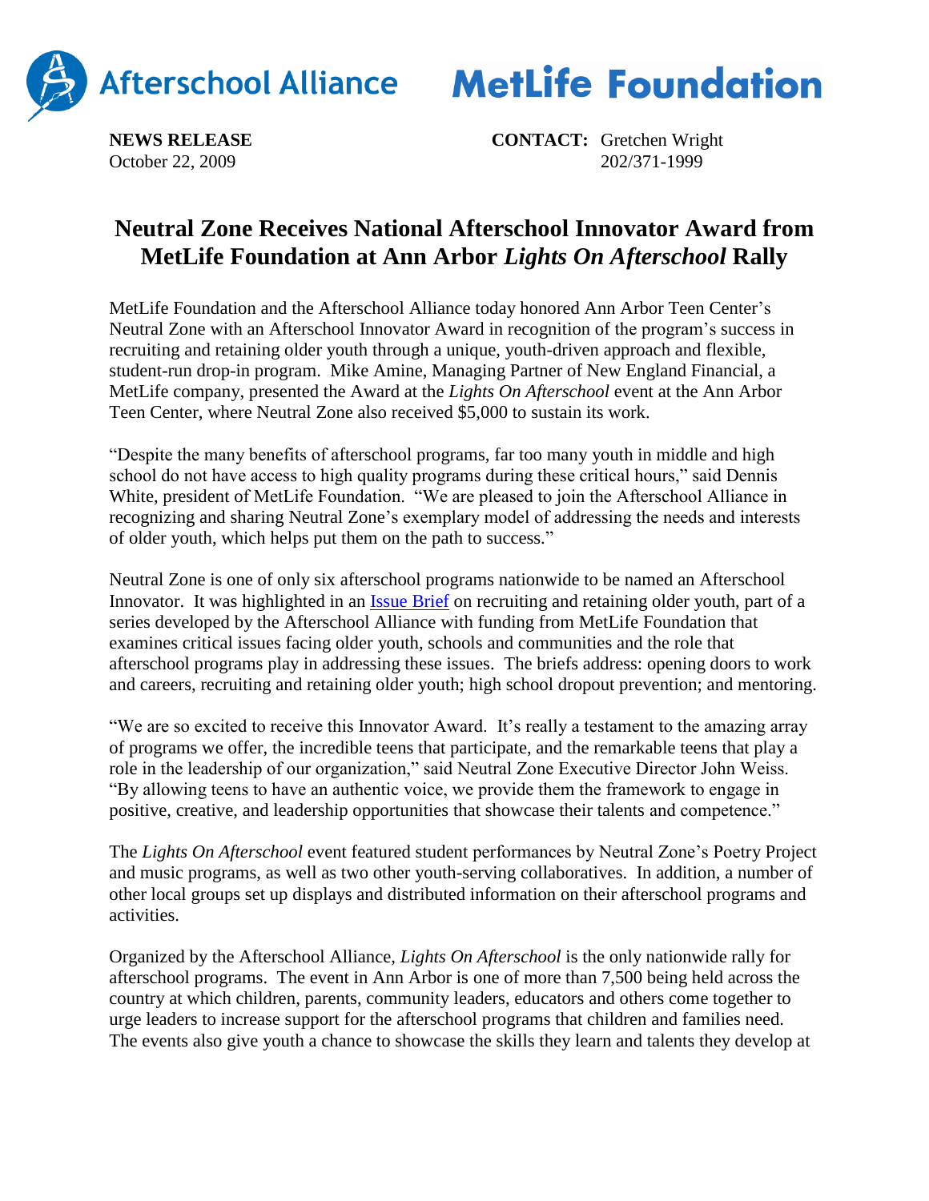Afterschool Alliance MetLife Foundation

**NEWS RELEASE**
October 22, 2009

**CONTACT:** Gretchen Wright
202/371-1999

# Neutral Zone Receives National Afterschool Innovator Award from MetLife Foundation at Ann Arbor *Lights On Afterschool* Rally

MetLife Foundation and the Afterschool Alliance today honored Ann Arbor Teen Center's Neutral Zone with an Afterschool Innovator Award in recognition of the program's success in recruiting and retaining older youth through a unique, youth-driven approach and flexible, student-run drop-in program. Mike Amine, Managing Partner of New England Financial, a MetLife company, presented the Award at the *Lights On Afterschool* event at the Ann Arbor Teen Center, where Neutral Zone also received $5,000 to sustain its work.

"Despite the many benefits of afterschool programs, far too many youth in middle and high school do not have access to high quality programs during these critical hours," said Dennis White, president of MetLife Foundation. "We are pleased to join the Afterschool Alliance in recognizing and sharing Neutral Zone's exemplary model of addressing the needs and interests of older youth, which helps put them on the path to success."

Neutral Zone is one of only six afterschool programs nationwide to be named an Afterschool Innovator. It was highlighted in an Issue Brief on recruiting and retaining older youth, part of a series developed by the Afterschool Alliance with funding from MetLife Foundation that examines critical issues facing older youth, schools and communities and the role that afterschool programs play in addressing these issues. The briefs address: opening doors to work and careers, recruiting and retaining older youth; high school dropout prevention; and mentoring.

"We are so excited to receive this Innovator Award. It's really a testament to the amazing array of programs we offer, the incredible teens that participate, and the remarkable teens that play a role in the leadership of our organization," said Neutral Zone Executive Director John Weiss. "By allowing teens to have an authentic voice, we provide them the framework to engage in positive, creative, and leadership opportunities that showcase their talents and competence."

The *Lights On Afterschool* event featured student performances by Neutral Zone's Poetry Project and music programs, as well as two other youth-serving collaboratives. In addition, a number of other local groups set up displays and distributed information on their afterschool programs and activities.

Organized by the Afterschool Alliance, *Lights On Afterschool* is the only nationwide rally for afterschool programs. The event in Ann Arbor is one of more than 7,500 being held across the country at which children, parents, community leaders, educators and others come together to urge leaders to increase support for the afterschool programs that children and families need. The events also give youth a chance to showcase the skills they learn and talents they develop at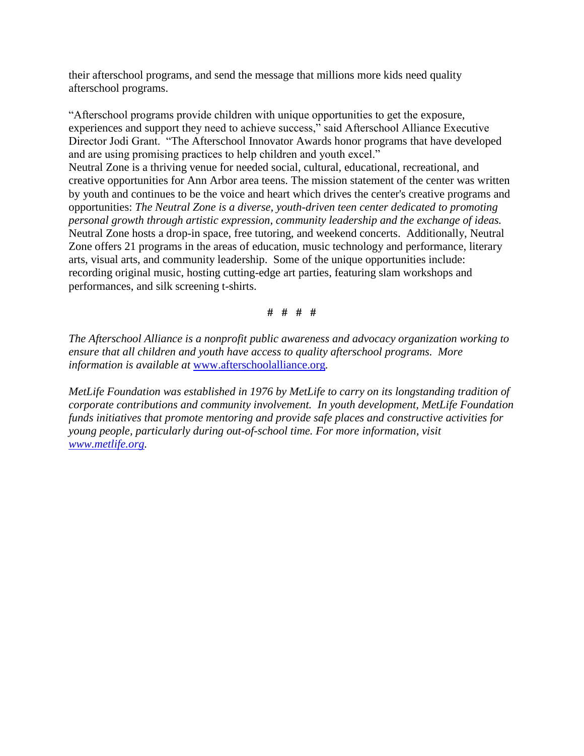their afterschool programs, and send the message that millions more kids need quality afterschool programs.

"Afterschool programs provide children with unique opportunities to get the exposure, experiences and support they need to achieve success," said Afterschool Alliance Executive Director Jodi Grant. "The Afterschool Innovator Awards honor programs that have developed and are using promising practices to help children and youth excel."

Neutral Zone is a thriving venue for needed social, cultural, educational, recreational, and creative opportunities for Ann Arbor area teens. The mission statement of the center was written by youth and continues to be the voice and heart which drives the center's creative programs and opportunities: *The Neutral Zone is a diverse, youth-driven teen center dedicated to promoting personal growth through artistic expression, community leadership and the exchange of ideas.* Neutral Zone hosts a drop-in space, free tutoring, and weekend concerts. Additionally, Neutral Zone offers 21 programs in the areas of education, music technology and performance, literary arts, visual arts, and community leadership. Some of the unique opportunities include: recording original music, hosting cutting-edge art parties, featuring slam workshops and performances, and silk screening t-shirts.

# # # #

*The Afterschool Alliance is a nonprofit public awareness and advocacy organization working to ensure that all children and youth have access to quality afterschool programs. More information is available at* www.afterschoolalliance.org*.*

*MetLife Foundation was established in 1976 by MetLife to carry on its longstanding tradition of corporate contributions and community involvement. In youth development, MetLife Foundation funds initiatives that promote mentoring and provide safe places and constructive activities for young people, particularly during out-of-school time. For more information, visit www.metlife.org.*